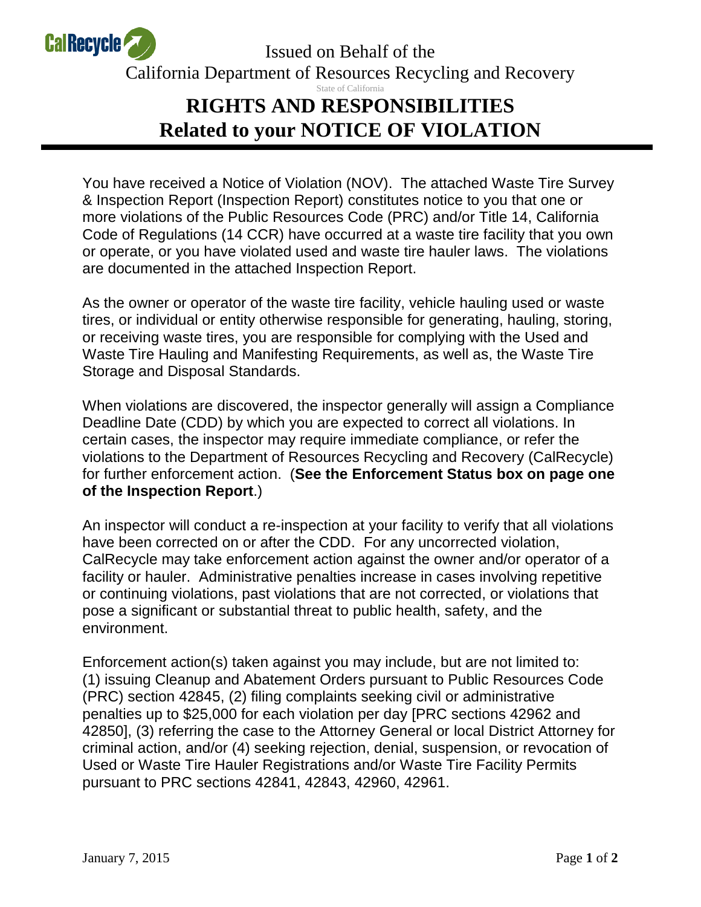Issued on Behalf of the

California Department of Resources Recycling and Recovery

State of California

# RIGHTS AND RESPONSIBILITIES Related to your NOTICE OF VIOLATION

You have received a Notice of Violation (NOV). The attached Waste Tire Survey & Inspection Report (Inspection Report) constitutes notice to you that one or more violations of the Public Resources Code (PRC) and/or Title 14, California Code of Regulations (14 CCR) have occurred at a waste tire facility that you own or operate, or you have violated used and waste tire hauler laws. The violations are documented in the attached Inspection Report.

As the owner or operator of the waste tire facility, vehicle hauling used or waste tires, or individual or entity otherwise responsible for generating, hauling, storing, or receiving waste tires, you are responsible for complying with the Used and Waste Tire Hauling and Manifesting Requirements, as well as, the Waste Tire Storage and Disposal Standards.

When violations are discovered, the inspector generally will assign a Compliance Deadline Date (CDD) by which you are expected to correct all violations. In certain cases, the inspector may require immediate compliance, or refer the violations to the Department of Resources Recycling and Recovery (CalRecycle) for further enforcement action. (**See the Enforcement Status box on page one of the Inspection Report**.)

An inspector will conduct a re-inspection at your facility to verify that all violations have been corrected on or after the CDD. For any uncorrected violation, CalRecycle may take enforcement action against the owner and/or operator of a facility or hauler. Administrative penalties increase in cases involving repetitive or continuing violations, past violations that are not corrected, or violations that pose a significant or substantial threat to public health, safety, and the environment.

Enforcement action(s) taken against you may include, but are not limited to: (1) issuing Cleanup and Abatement Orders pursuant to Public Resources Code (PRC) section 42845, (2) filing complaints seeking civil or administrative penalties up to $25,000 for each violation per day [PRC sections 42962 and 42850], (3) referring the case to the Attorney General or local District Attorney for criminal action, and/or (4) seeking rejection, denial, suspension, or revocation of Used or Waste Tire Hauler Registrations and/or Waste Tire Facility Permits pursuant to PRC sections 42841, 42843, 42960, 42961.

January 7, 2015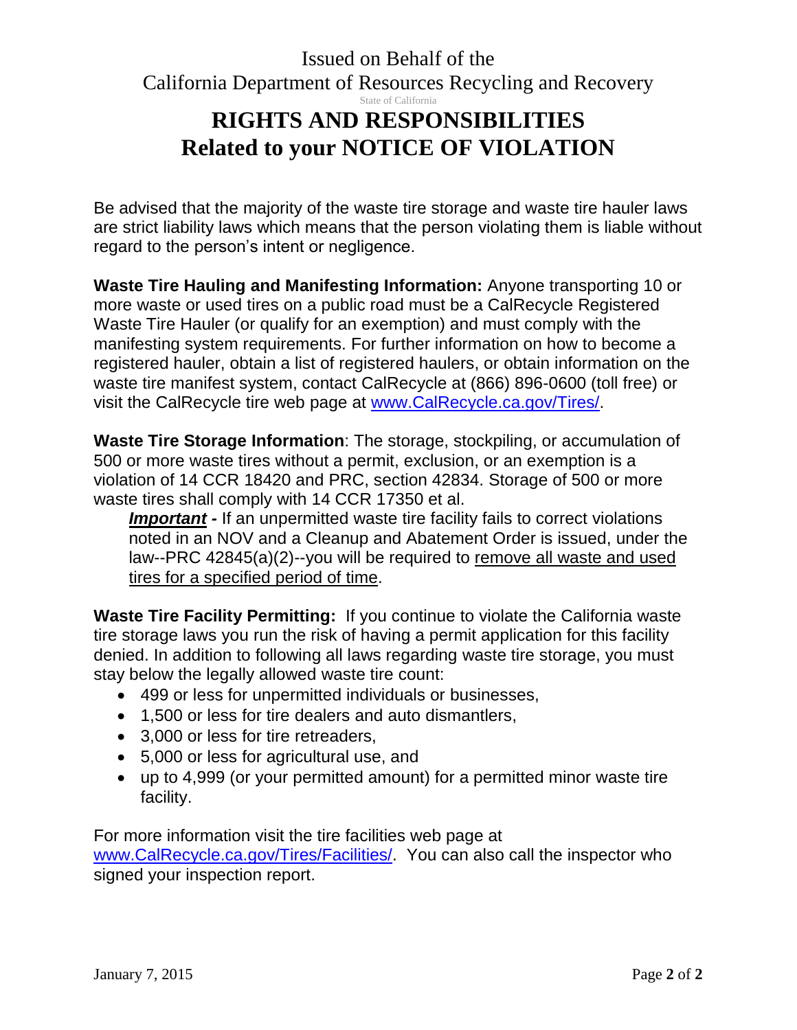Issued on Behalf of the
California Department of Resources Recycling and Recovery
State of California

# RIGHTS AND RESPONSIBILITIES
# Related to your NOTICE OF VIOLATION

Be advised that the majority of the waste tire storage and waste tire hauler laws are strict liability laws which means that the person violating them is liable without regard to the person's intent or negligence.

**Waste Tire Hauling and Manifesting Information:** Anyone transporting 10 or more waste or used tires on a public road must be a CalRecycle Registered Waste Tire Hauler (or qualify for an exemption) and must comply with the manifesting system requirements. For further information on how to become a registered hauler, obtain a list of registered haulers, or obtain information on the waste tire manifest system, contact CalRecycle at (866) 896-0600 (toll free) or visit the CalRecycle tire web page at [www.CalRecycle.ca.gov/Tires/](www.CalRecycle.ca.gov/Tires/).

**Waste Tire Storage Information**: The storage, stockpiling, or accumulation of 500 or more waste tires without a permit, exclusion, or an exemption is a violation of 14 CCR 18420 and PRC, section 42834. Storage of 500 or more waste tires shall comply with 14 CCR 17350 et al.

> ***Important*** **-** If an unpermitted waste tire facility fails to correct violations noted in an NOV and a Cleanup and Abatement Order is issued, under the law--PRC 42845(a)(2)--you will be required to <u>remove all waste and used tires for a specified period of time</u>.

**Waste Tire Facility Permitting:** If you continue to violate the California waste tire storage laws you run the risk of having a permit application for this facility denied. In addition to following all laws regarding waste tire storage, you must stay below the legally allowed waste tire count:

- 499 or less for unpermitted individuals or businesses,
- 1,500 or less for tire dealers and auto dismantlers,
- 3,000 or less for tire retreaders,
- 5,000 or less for agricultural use, and
- up to 4,999 (or your permitted amount) for a permitted minor waste tire facility.

For more information visit the tire facilities web page at [www.CalRecycle.ca.gov/Tires/Facilities/](www.CalRecycle.ca.gov/Tires/Facilities/). You can also call the inspector who signed your inspection report.

January 7, 2015